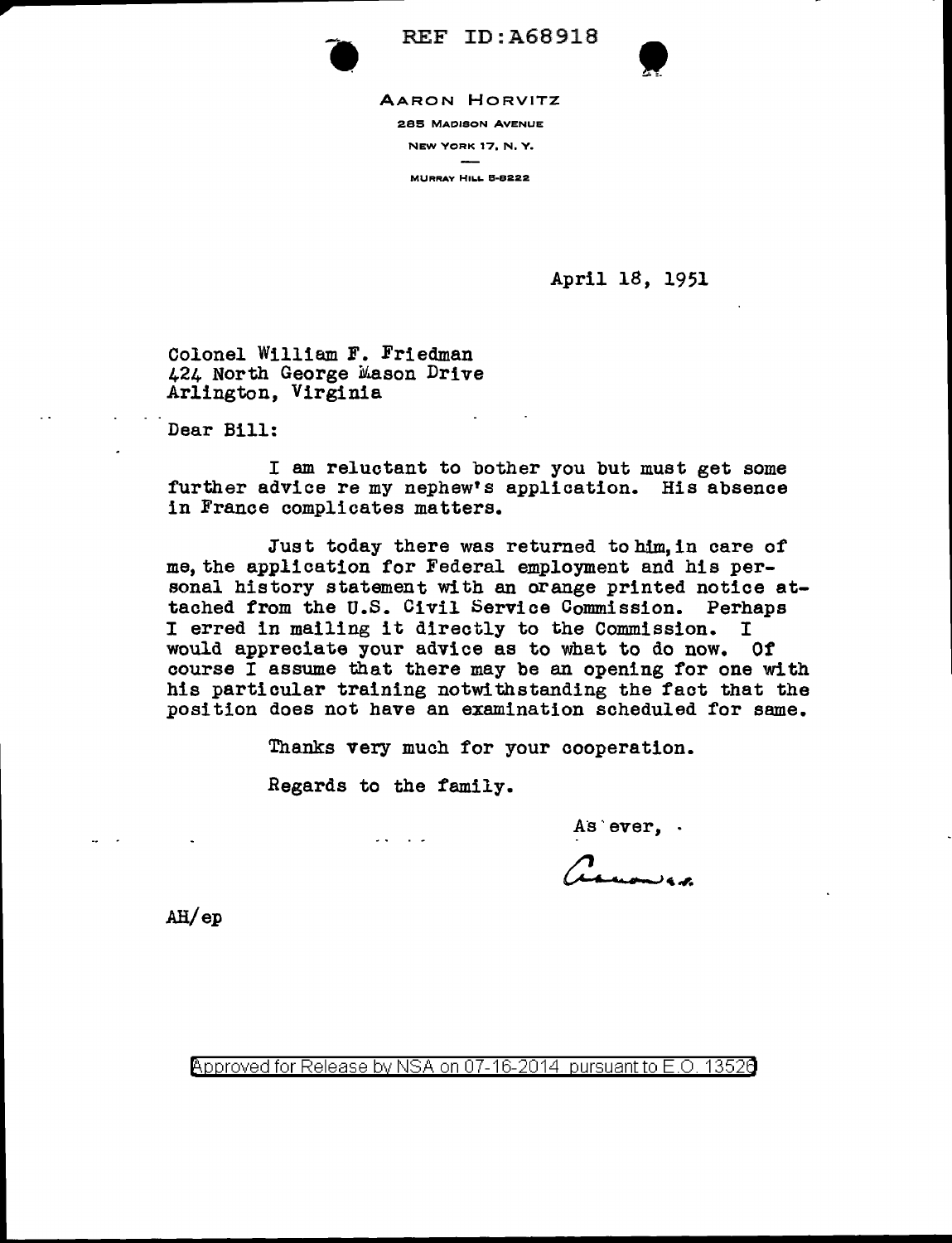REF ID:A68918

AARON HORVITZ
285 MADISON AVENUE
NEW YORK 17, N. Y.
MURRAY HILL 5-8222

April 18, 1951

Colonel William F. Friedman
424 North George Mason Drive
Arlington, Virginia

Dear Bill:

I am reluctant to bother you but must get some further advice re my nephew's application. His absence in France complicates matters.

Just today there was returned to him, in care of me, the application for Federal employment and his personal history statement with an orange printed notice attached from the U.S. Civil Service Commission. Perhaps I erred in mailing it directly to the Commission. I would appreciate your advice as to what to do now. Of course I assume that there may be an opening for one with his particular training notwithstanding the fact that the position does not have an examination scheduled for same.

Thanks very much for your cooperation.

Regards to the family.

As ever,

Aaron

AH/ep

Approved for Release by NSA on 07-16-2014 pursuant to E.O. 13526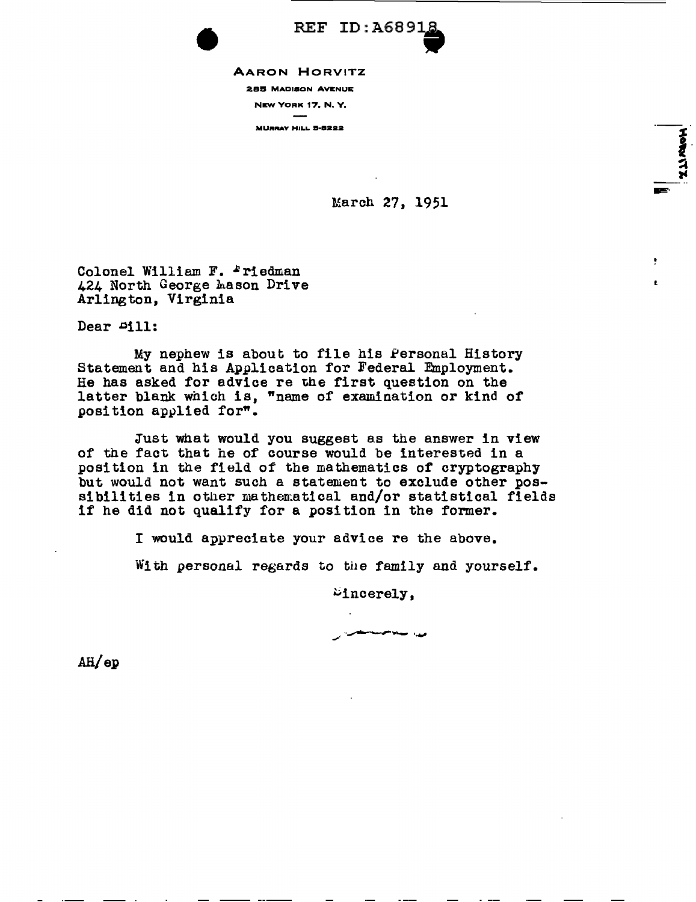REF ID:A68918

**AARON HORVITZ**
285 MADISON AVENUE
NEW YORK 17, N. Y.
MURRAY HILL 5-8222

Horvitz

March 27, 1951

Colonel William F. Friedman
424 North George Mason Drive
Arlington, Virginia

Dear Bill:

My nephew is about to file his Personal History Statement and his Application for Federal Employment. He has asked for advice re the first question on the latter blank which is, "name of examination or kind of position applied for".

Just what would you suggest as the answer in view of the fact that he of course would be interested in a position in the field of the mathematics of cryptography but would not want such a statement to exclude other possibilities in other mathematical and/or statistical fields if he did not qualify for a position in the former.

I would appreciate your advice re the above.

With personal regards to the family and yourself.

Sincerely,

AH/ep